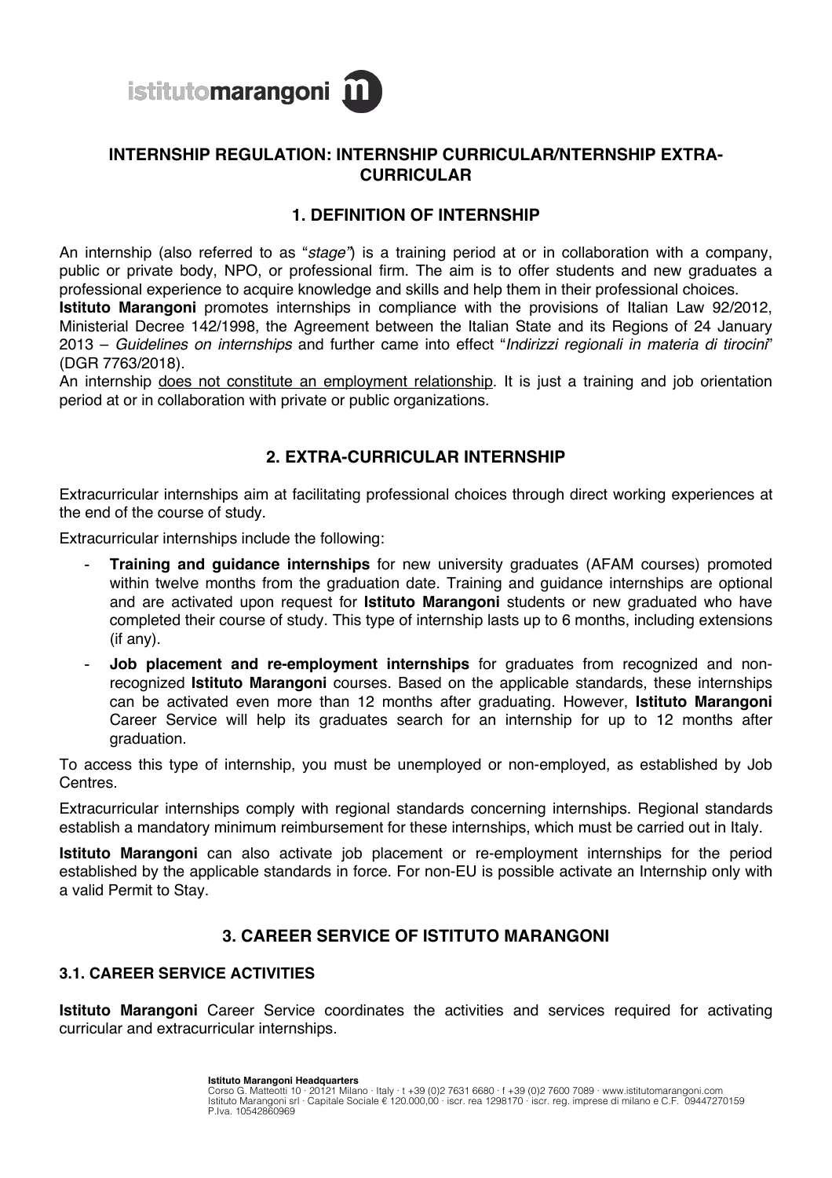# INTERNSHIP REGULATION: INTERNSHIP CURRICULAR/NTERNSHIP EXTRA-CURRICULAR

## 1. DEFINITION OF INTERNSHIP

An internship (also referred to as "*stage*") is a training period at or in collaboration with a company, public or private body, NPO, or professional firm. The aim is to offer students and new graduates a professional experience to acquire knowledge and skills and help them in their professional choices.
**Istituto Marangoni** promotes internships in compliance with the provisions of Italian Law 92/2012, Ministerial Decree 142/1998, the Agreement between the Italian State and its Regions of 24 January 2013 – *Guidelines on internships* and further came into effect "*Indirizzi regionali in materia di tirocini*" (DGR 7763/2018).
An internship <u>does not constitute an employment relationship</u>. It is just a training and job orientation period at or in collaboration with private or public organizations.

## 2. EXTRA-CURRICULAR INTERNSHIP

Extracurricular internships aim at facilitating professional choices through direct working experiences at the end of the course of study.

Extracurricular internships include the following:

- **Training and guidance internships** for new university graduates (AFAM courses) promoted within twelve months from the graduation date. Training and guidance internships are optional and are activated upon request for **Istituto Marangoni** students or new graduated who have completed their course of study. This type of internship lasts up to 6 months, including extensions (if any).
- **Job placement and re-employment internships** for graduates from recognized and non-recognized **Istituto Marangoni** courses. Based on the applicable standards, these internships can be activated even more than 12 months after graduating. However, **Istituto Marangoni** Career Service will help its graduates search for an internship for up to 12 months after graduation.

To access this type of internship, you must be unemployed or non-employed, as established by Job Centres.

Extracurricular internships comply with regional standards concerning internships. Regional standards establish a mandatory minimum reimbursement for these internships, which must be carried out in Italy.

**Istituto Marangoni** can also activate job placement or re-employment internships for the period established by the applicable standards in force. For non-EU is possible activate an Internship only with a valid Permit to Stay.

## 3. CAREER SERVICE OF ISTITUTO MARANGONI

### 3.1. CAREER SERVICE ACTIVITIES

**Istituto Marangoni** Career Service coordinates the activities and services required for activating curricular and extracurricular internships.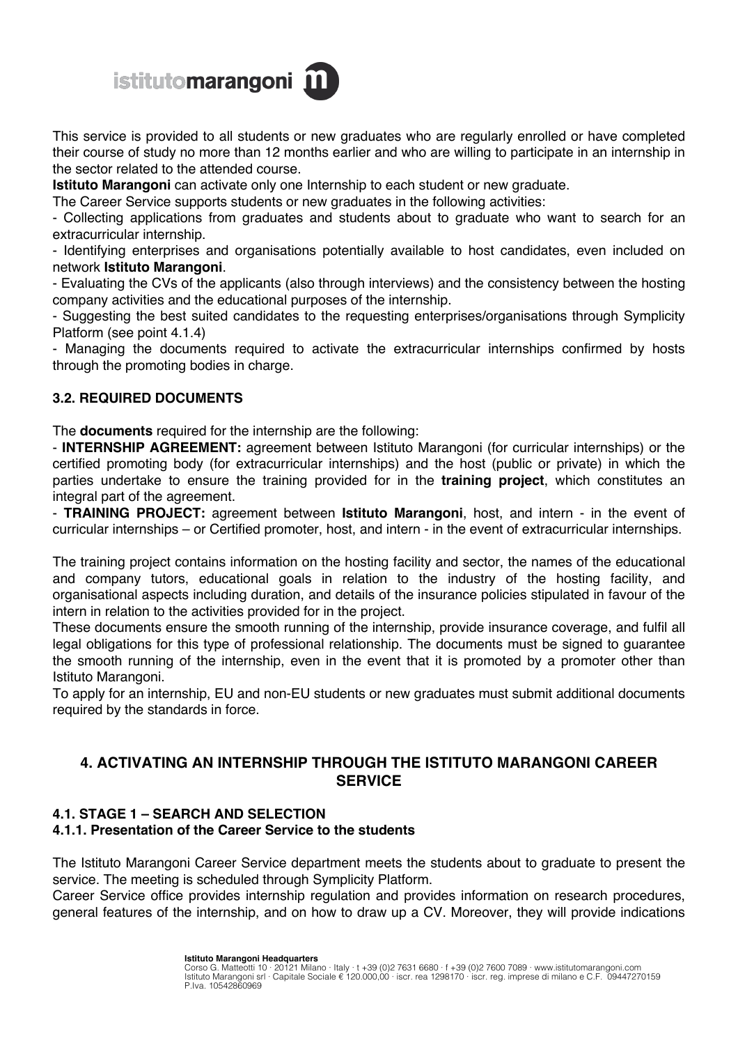This service is provided to all students or new graduates who are regularly enrolled or have completed their course of study no more than 12 months earlier and who are willing to participate in an internship in the sector related to the attended course.

**Istituto Marangoni** can activate only one Internship to each student or new graduate.

The Career Service supports students or new graduates in the following activities:

- Collecting applications from graduates and students about to graduate who want to search for an extracurricular internship.
- Identifying enterprises and organisations potentially available to host candidates, even included on network **Istituto Marangoni**.
- Evaluating the CVs of the applicants (also through interviews) and the consistency between the hosting company activities and the educational purposes of the internship.
- Suggesting the best suited candidates to the requesting enterprises/organisations through Symplicity Platform (see point 4.1.4)
- Managing the documents required to activate the extracurricular internships confirmed by hosts through the promoting bodies in charge.

### 3.2. REQUIRED DOCUMENTS

The **documents** required for the internship are the following:

- **INTERNSHIP AGREEMENT:** agreement between Istituto Marangoni (for curricular internships) or the certified promoting body (for extracurricular internships) and the host (public or private) in which the parties undertake to ensure the training provided for in the **training project**, which constitutes an integral part of the agreement.
- **TRAINING PROJECT:** agreement between **Istituto Marangoni**, host, and intern - in the event of curricular internships – or Certified promoter, host, and intern - in the event of extracurricular internships.

The training project contains information on the hosting facility and sector, the names of the educational and company tutors, educational goals in relation to the industry of the hosting facility, and organisational aspects including duration, and details of the insurance policies stipulated in favour of the intern in relation to the activities provided for in the project.

These documents ensure the smooth running of the internship, provide insurance coverage, and fulfil all legal obligations for this type of professional relationship. The documents must be signed to guarantee the smooth running of the internship, even in the event that it is promoted by a promoter other than Istituto Marangoni.

To apply for an internship, EU and non-EU students or new graduates must submit additional documents required by the standards in force.

## 4. ACTIVATING AN INTERNSHIP THROUGH THE ISTITUTO MARANGONI CAREER SERVICE

### 4.1. STAGE 1 – SEARCH AND SELECTION

#### 4.1.1. Presentation of the Career Service to the students

The Istituto Marangoni Career Service department meets the students about to graduate to present the service. The meeting is scheduled through Symplicity Platform.

Career Service office provides internship regulation and provides information on research procedures, general features of the internship, and on how to draw up a CV. Moreover, they will provide indications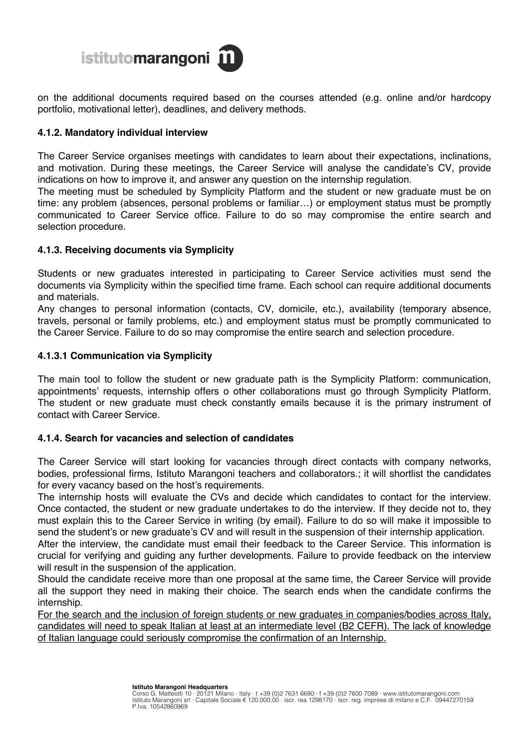on the additional documents required based on the courses attended (e.g. online and/or hardcopy portfolio, motivational letter), deadlines, and delivery methods.

#### 4.1.2. Mandatory individual interview

The Career Service organises meetings with candidates to learn about their expectations, inclinations, and motivation. During these meetings, the Career Service will analyse the candidate's CV, provide indications on how to improve it, and answer any question on the internship regulation.
The meeting must be scheduled by Symplicity Platform and the student or new graduate must be on time: any problem (absences, personal problems or familiar…) or employment status must be promptly communicated to Career Service office. Failure to do so may compromise the entire search and selection procedure.

#### 4.1.3. Receiving documents via Symplicity

Students or new graduates interested in participating to Career Service activities must send the documents via Symplicity within the specified time frame. Each school can require additional documents and materials.
Any changes to personal information (contacts, CV, domicile, etc.), availability (temporary absence, travels, personal or family problems, etc.) and employment status must be promptly communicated to the Career Service. Failure to do so may compromise the entire search and selection procedure.

#### 4.1.3.1 Communication via Symplicity

The main tool to follow the student or new graduate path is the Symplicity Platform: communication, appointments' requests, internship offers o other collaborations must go through Symplicity Platform. The student or new graduate must check constantly emails because it is the primary instrument of contact with Career Service.

#### 4.1.4. Search for vacancies and selection of candidates

The Career Service will start looking for vacancies through direct contacts with company networks, bodies, professional firms, Istituto Marangoni teachers and collaborators.; it will shortlist the candidates for every vacancy based on the host's requirements.
The internship hosts will evaluate the CVs and decide which candidates to contact for the interview. Once contacted, the student or new graduate undertakes to do the interview. If they decide not to, they must explain this to the Career Service in writing (by email). Failure to do so will make it impossible to send the student's or new graduate's CV and will result in the suspension of their internship application.
After the interview, the candidate must email their feedback to the Career Service. This information is crucial for verifying and guiding any further developments. Failure to provide feedback on the interview will result in the suspension of the application.
Should the candidate receive more than one proposal at the same time, the Career Service will provide all the support they need in making their choice. The search ends when the candidate confirms the internship.
<u>For the search and the inclusion of foreign students or new graduates in companies/bodies across Italy, candidates will need to speak Italian at least at an intermediate level (B2 CEFR). The lack of knowledge of Italian language could seriously compromise the confirmation of an Internship.</u>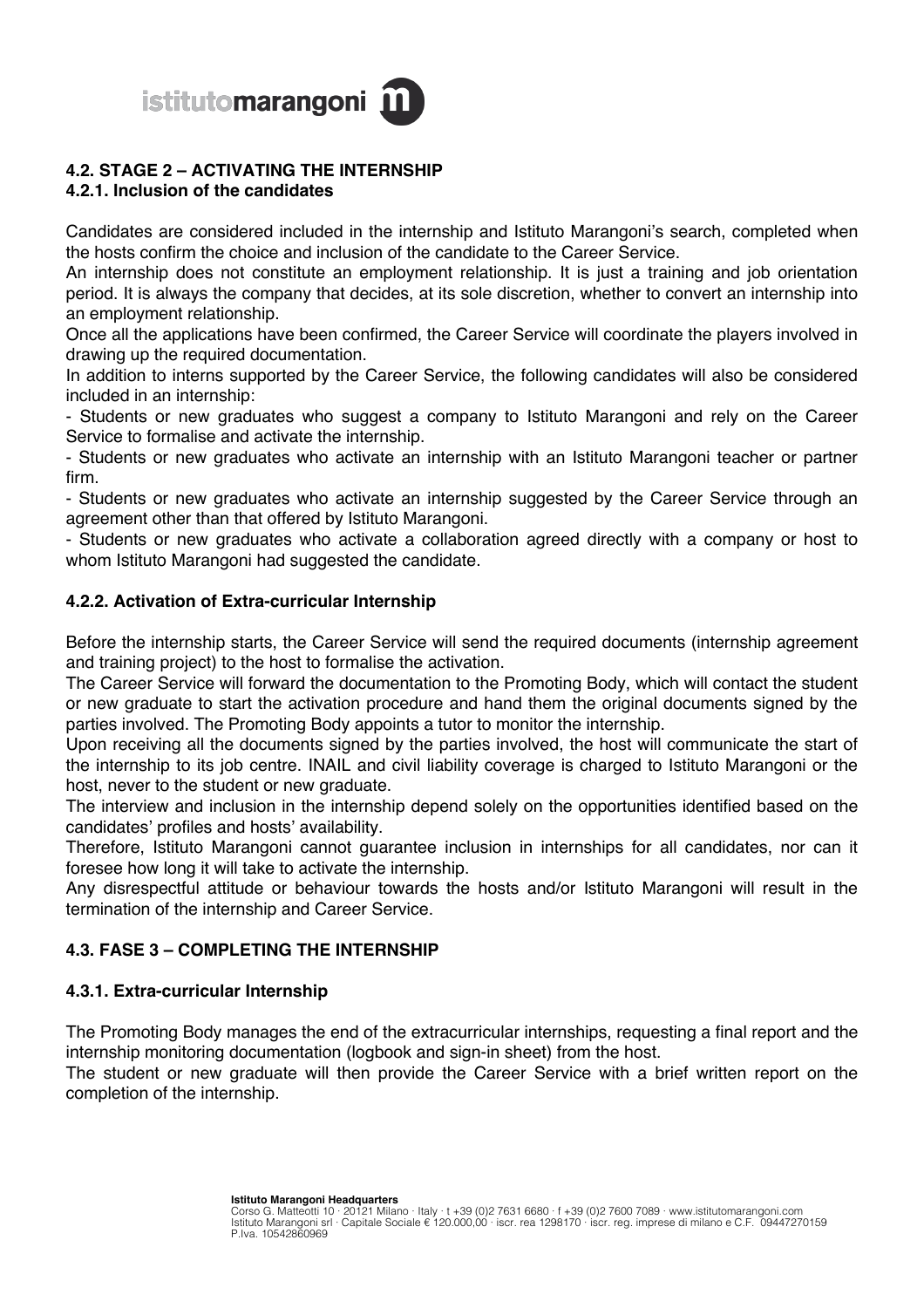## 4.2. STAGE 2 – ACTIVATING THE INTERNSHIP

### 4.2.1. Inclusion of the candidates

Candidates are considered included in the internship and Istituto Marangoni's search, completed when the hosts confirm the choice and inclusion of the candidate to the Career Service.

An internship does not constitute an employment relationship. It is just a training and job orientation period. It is always the company that decides, at its sole discretion, whether to convert an internship into an employment relationship.

Once all the applications have been confirmed, the Career Service will coordinate the players involved in drawing up the required documentation.

In addition to interns supported by the Career Service, the following candidates will also be considered included in an internship:

- Students or new graduates who suggest a company to Istituto Marangoni and rely on the Career Service to formalise and activate the internship.
- Students or new graduates who activate an internship with an Istituto Marangoni teacher or partner firm.
- Students or new graduates who activate an internship suggested by the Career Service through an agreement other than that offered by Istituto Marangoni.
- Students or new graduates who activate a collaboration agreed directly with a company or host to whom Istituto Marangoni had suggested the candidate.

### 4.2.2. Activation of Extra-curricular Internship

Before the internship starts, the Career Service will send the required documents (internship agreement and training project) to the host to formalise the activation.

The Career Service will forward the documentation to the Promoting Body, which will contact the student or new graduate to start the activation procedure and hand them the original documents signed by the parties involved. The Promoting Body appoints a tutor to monitor the internship.

Upon receiving all the documents signed by the parties involved, the host will communicate the start of the internship to its job centre. INAIL and civil liability coverage is charged to Istituto Marangoni or the host, never to the student or new graduate.

The interview and inclusion in the internship depend solely on the opportunities identified based on the candidates' profiles and hosts' availability.

Therefore, Istituto Marangoni cannot guarantee inclusion in internships for all candidates, nor can it foresee how long it will take to activate the internship.

Any disrespectful attitude or behaviour towards the hosts and/or Istituto Marangoni will result in the termination of the internship and Career Service.

## 4.3. FASE 3 – COMPLETING THE INTERNSHIP

### 4.3.1. Extra-curricular Internship

The Promoting Body manages the end of the extracurricular internships, requesting a final report and the internship monitoring documentation (logbook and sign-in sheet) from the host.

The student or new graduate will then provide the Career Service with a brief written report on the completion of the internship.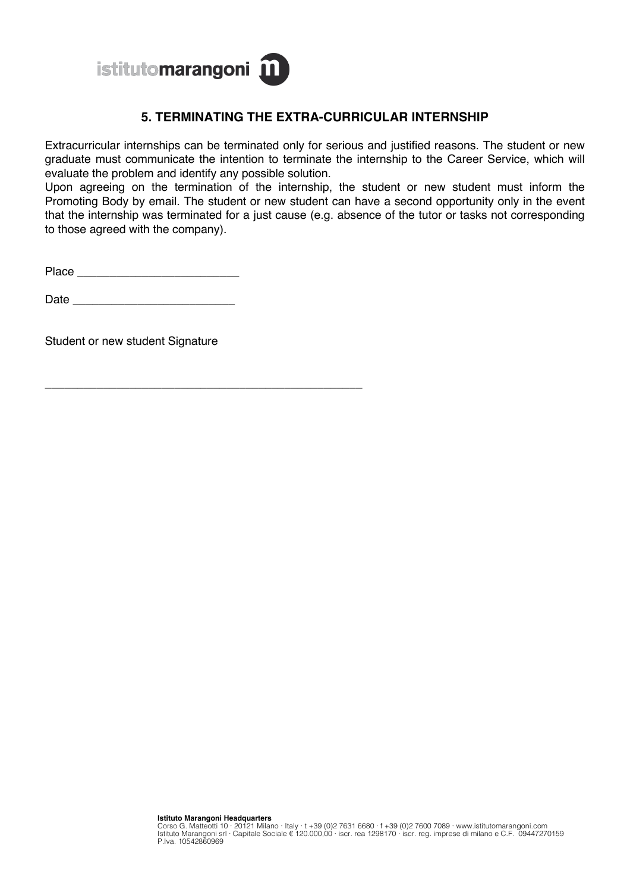## 5. TERMINATING THE EXTRA-CURRICULAR INTERNSHIP

Extracurricular internships can be terminated only for serious and justified reasons. The student or new graduate must communicate the intention to terminate the internship to the Career Service, which will evaluate the problem and identify any possible solution.
Upon agreeing on the termination of the internship, the student or new student must inform the Promoting Body by email. The student or new student can have a second opportunity only in the event that the internship was terminated for a just cause (e.g. absence of the tutor or tasks not corresponding to those agreed with the company).

Place _________________________

Date _________________________

Student or new student Signature

_____________________________________________________

**Istituto Marangoni Headquarters**
Corso G. Matteotti 10 · 20121 Milano · Italy · t +39 (0)2 7631 6680 · f +39 (0)2 7600 7089 · www.istitutomarangoni.com
Istituto Marangoni srl · Capitale Sociale € 120.000,00 · iscr. rea 1298170 · iscr. reg. imprese di milano e C.F. 09447270159
P.Iva. 10542860969